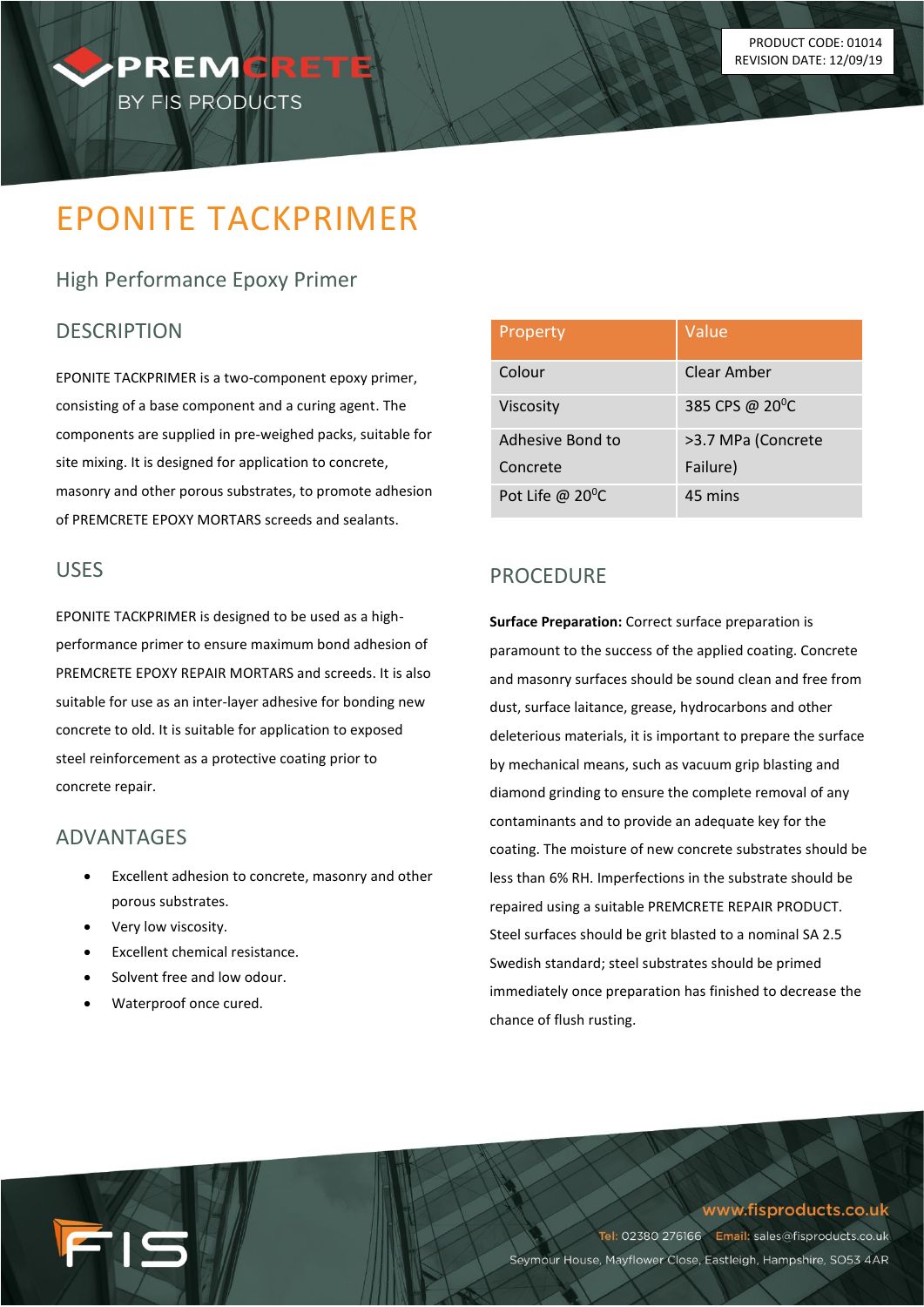PRODUCT CODE: 01014
REVISION DATE: 12/09/19

# EPONITE TACKPRIMER

## High Performance Epoxy Primer

## DESCRIPTION

EPONITE TACKPRIMER is a two-component epoxy primer, consisting of a base component and a curing agent. The components are supplied in pre-weighed packs, suitable for site mixing. It is designed for application to concrete, masonry and other porous substrates, to promote adhesion of PREMCRETE EPOXY MORTARS screeds and sealants.

| Property | Value |
|---|---|
| Colour | Clear Amber |
| Viscosity | 385 CPS @ 20$^0$C |
| Adhesive Bond to Concrete | >3.7 MPa (Concrete Failure) |
| Pot Life @ 20$^0$C | 45 mins |

## USES

EPONITE TACKPRIMER is designed to be used as a high-performance primer to ensure maximum bond adhesion of PREMCRETE EPOXY REPAIR MORTARS and screeds. It is also suitable for use as an inter-layer adhesive for bonding new concrete to old. It is suitable for application to exposed steel reinforcement as a protective coating prior to concrete repair.

## ADVANTAGES

- Excellent adhesion to concrete, masonry and other porous substrates.
- Very low viscosity.
- Excellent chemical resistance.
- Solvent free and low odour.
- Waterproof once cured.

## PROCEDURE

**Surface Preparation:** Correct surface preparation is paramount to the success of the applied coating. Concrete and masonry surfaces should be sound clean and free from dust, surface laitance, grease, hydrocarbons and other deleterious materials, it is important to prepare the surface by mechanical means, such as vacuum grip blasting and diamond grinding to ensure the complete removal of any contaminants and to provide an adequate key for the coating. The moisture of new concrete substrates should be less than 6% RH. Imperfections in the substrate should be repaired using a suitable PREMCRETE REPAIR PRODUCT. Steel surfaces should be grit blasted to a nominal SA 2.5 Swedish standard; steel substrates should be primed immediately once preparation has finished to decrease the chance of flush rusting.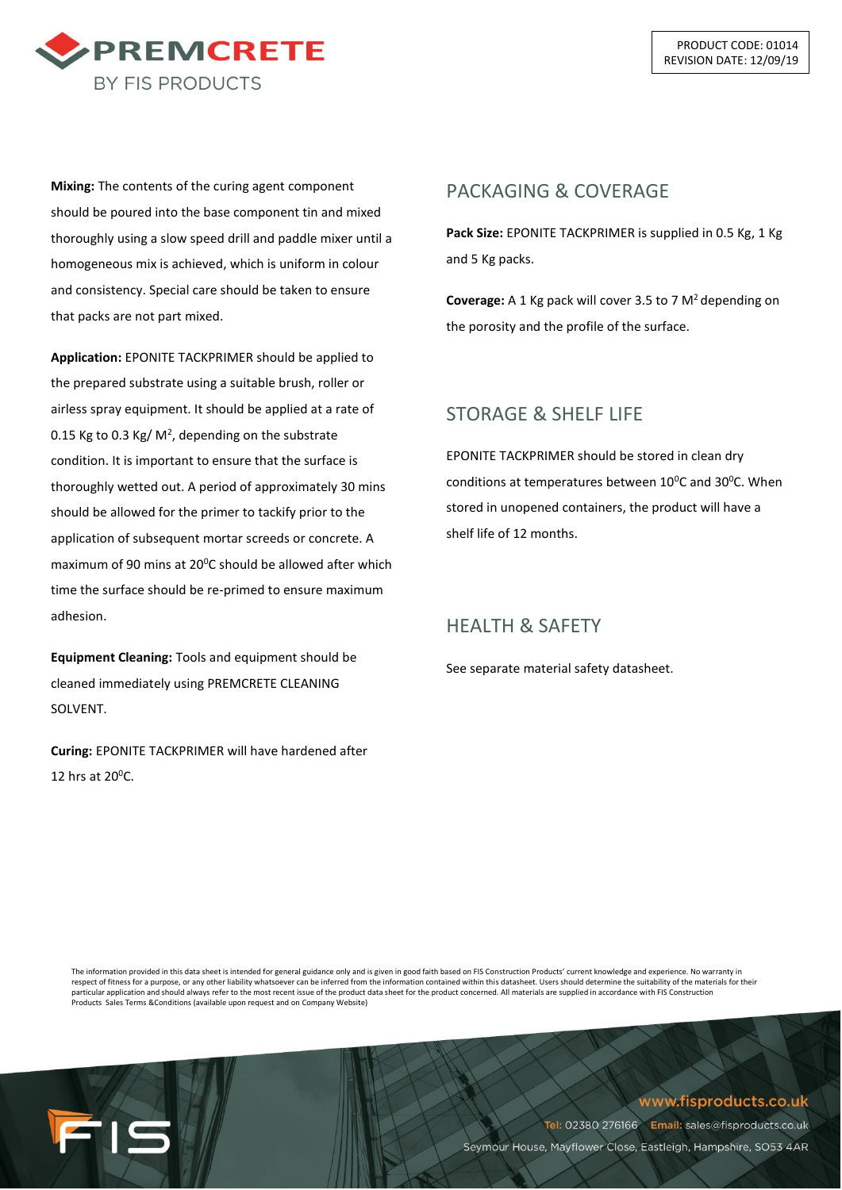**Mixing:** The contents of the curing agent component should be poured into the base component tin and mixed thoroughly using a slow speed drill and paddle mixer until a homogeneous mix is achieved, which is uniform in colour and consistency. Special care should be taken to ensure that packs are not part mixed.

**Application:** EPONITE TACKPRIMER should be applied to the prepared substrate using a suitable brush, roller or airless spray equipment. It should be applied at a rate of 0.15 Kg to 0.3 Kg/ $M^2$, depending on the substrate condition. It is important to ensure that the surface is thoroughly wetted out. A period of approximately 30 mins should be allowed for the primer to tackify prior to the application of subsequent mortar screeds or concrete. A maximum of 90 mins at $20^0C$ should be allowed after which time the surface should be re-primed to ensure maximum adhesion.

**Equipment Cleaning:** Tools and equipment should be cleaned immediately using PREMCRETE CLEANING SOLVENT.

**Curing:** EPONITE TACKPRIMER will have hardened after 12 hrs at $20^0C$.

## PACKAGING & COVERAGE

**Pack Size:** EPONITE TACKPRIMER is supplied in 0.5 Kg, 1 Kg and 5 Kg packs.

**Coverage:** A 1 Kg pack will cover 3.5 to 7 $M^2$ depending on the porosity and the profile of the surface.

## STORAGE & SHELF LIFE

EPONITE TACKPRIMER should be stored in clean dry conditions at temperatures between $10^0C$ and $30^0C$. When stored in unopened containers, the product will have a shelf life of 12 months.

## HEALTH & SAFETY

See separate material safety datasheet.

The information provided in this data sheet is intended for general guidance only and is given in good faith based on FIS Construction Products' current knowledge and experience. No warranty in respect of fitness for a purpose, or any other liability whatsoever can be inferred from the information contained within this datasheet. Users should determine the suitability of the materials for their particular application and should always refer to the most recent issue of the product data sheet for the product concerned. All materials are supplied in accordance with FIS Construction Products Sales Terms &Conditions (available upon request and on Company Website)

www.fisproducts.co.uk

Tel: 02380 276166 Email: sales@fisproducts.co.uk

Seymour House, Mayflower Close, Eastleigh, Hampshire, SO53 4AR